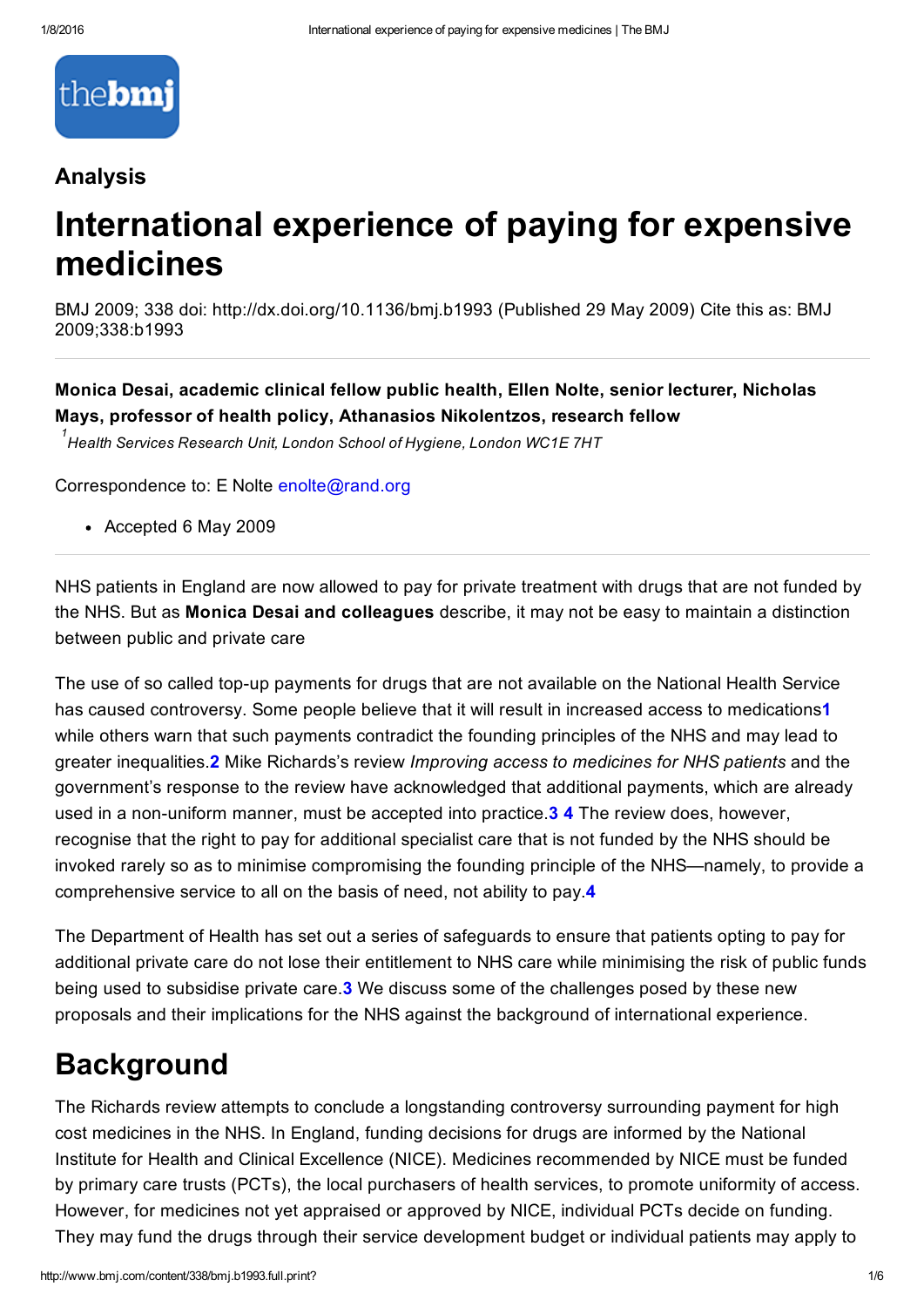Analysis

# International experience of paying for expensive medicines

BMJ 2009; 338 doi: http://dx.doi.org/10.1136/bmj.b1993 (Published 29 May 2009) Cite this as: BMJ 2009;338:b1993

**Monica Desai, academic clinical fellow public health, Ellen Nolte, senior lecturer, Nicholas Mays, professor of health policy, Athanasios Nikolentzos, research fellow**

[1] *Health Services Research Unit, London School of Hygiene, London WC1E 7HT*

Correspondence to: E Nolte enolte@rand.org

- Accepted 6 May 2009

NHS patients in England are now allowed to pay for private treatment with drugs that are not funded by the NHS. But as **Monica Desai and colleagues** describe, it may not be easy to maintain a distinction between public and private care

The use of so called top-up payments for drugs that are not available on the National Health Service has caused controversy. Some people believe that it will result in increased access to medications[1] while others warn that such payments contradict the founding principles of the NHS and may lead to greater inequalities.[2] Mike Richards's review *Improving access to medicines for NHS patients* and the government's response to the review have acknowledged that additional payments, which are already used in a non-uniform manner, must be accepted into practice.[3 4] The review does, however, recognise that the right to pay for additional specialist care that is not funded by the NHS should be invoked rarely so as to minimise compromising the founding principle of the NHS—namely, to provide a comprehensive service to all on the basis of need, not ability to pay.[4]

The Department of Health has set out a series of safeguards to ensure that patients opting to pay for additional private care do not lose their entitlement to NHS care while minimising the risk of public funds being used to subsidise private care.[3] We discuss some of the challenges posed by these new proposals and their implications for the NHS against the background of international experience.

## Background

The Richards review attempts to conclude a longstanding controversy surrounding payment for high cost medicines in the NHS. In England, funding decisions for drugs are informed by the National Institute for Health and Clinical Excellence (NICE). Medicines recommended by NICE must be funded by primary care trusts (PCTs), the local purchasers of health services, to promote uniformity of access. However, for medicines not yet appraised or approved by NICE, individual PCTs decide on funding. They may fund the drugs through their service development budget or individual patients may apply to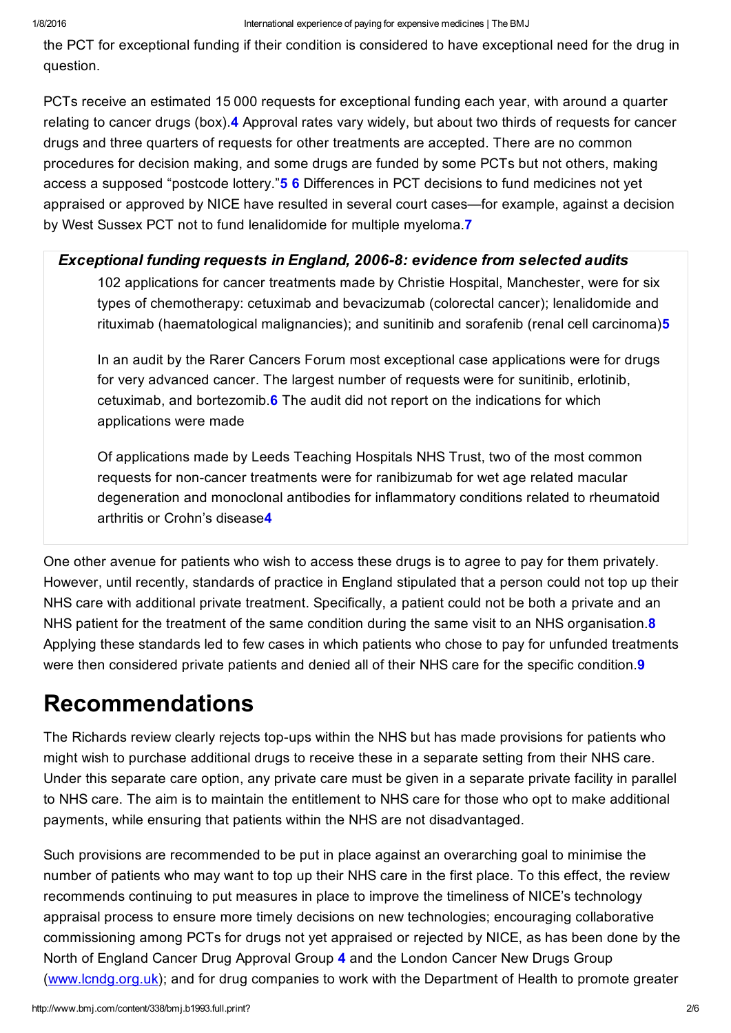the PCT for exceptional funding if their condition is considered to have exceptional need for the drug in question.

PCTs receive an estimated 15 000 requests for exceptional funding each year, with around a quarter relating to cancer drugs (box).[4] Approval rates vary widely, but about two thirds of requests for cancer drugs and three quarters of requests for other treatments are accepted. There are no common procedures for decision making, and some drugs are funded by some PCTs but not others, making access a supposed "postcode lottery."[5 6] Differences in PCT decisions to fund medicines not yet appraised or approved by NICE have resulted in several court cases—for example, against a decision by West Sussex PCT not to fund lenalidomide for multiple myeloma.[7]

### *Exceptional funding requests in England, 2006-8: evidence from selected audits*

102 applications for cancer treatments made by Christie Hospital, Manchester, were for six types of chemotherapy: cetuximab and bevacizumab (colorectal cancer); lenalidomide and rituximab (haematological malignancies); and sunitinib and sorafenib (renal cell carcinoma)[5]

In an audit by the Rarer Cancers Forum most exceptional case applications were for drugs for very advanced cancer. The largest number of requests were for sunitinib, erlotinib, cetuximab, and bortezomib.[6] The audit did not report on the indications for which applications were made

Of applications made by Leeds Teaching Hospitals NHS Trust, two of the most common requests for non-cancer treatments were for ranibizumab for wet age related macular degeneration and monoclonal antibodies for inflammatory conditions related to rheumatoid arthritis or Crohn's disease[4]

One other avenue for patients who wish to access these drugs is to agree to pay for them privately. However, until recently, standards of practice in England stipulated that a person could not top up their NHS care with additional private treatment. Specifically, a patient could not be both a private and an NHS patient for the treatment of the same condition during the same visit to an NHS organisation.[8] Applying these standards led to few cases in which patients who chose to pay for unfunded treatments were then considered private patients and denied all of their NHS care for the specific condition.[9]

# Recommendations

The Richards review clearly rejects top-ups within the NHS but has made provisions for patients who might wish to purchase additional drugs to receive these in a separate setting from their NHS care. Under this separate care option, any private care must be given in a separate private facility in parallel to NHS care. The aim is to maintain the entitlement to NHS care for those who opt to make additional payments, while ensuring that patients within the NHS are not disadvantaged.

Such provisions are recommended to be put in place against an overarching goal to minimise the number of patients who may want to top up their NHS care in the first place. To this effect, the review recommends continuing to put measures in place to improve the timeliness of NICE's technology appraisal process to ensure more timely decisions on new technologies; encouraging collaborative commissioning among PCTs for drugs not yet appraised or rejected by NICE, as has been done by the North of England Cancer Drug Approval Group [4] and the London Cancer New Drugs Group (www.lcndg.org.uk); and for drug companies to work with the Department of Health to promote greater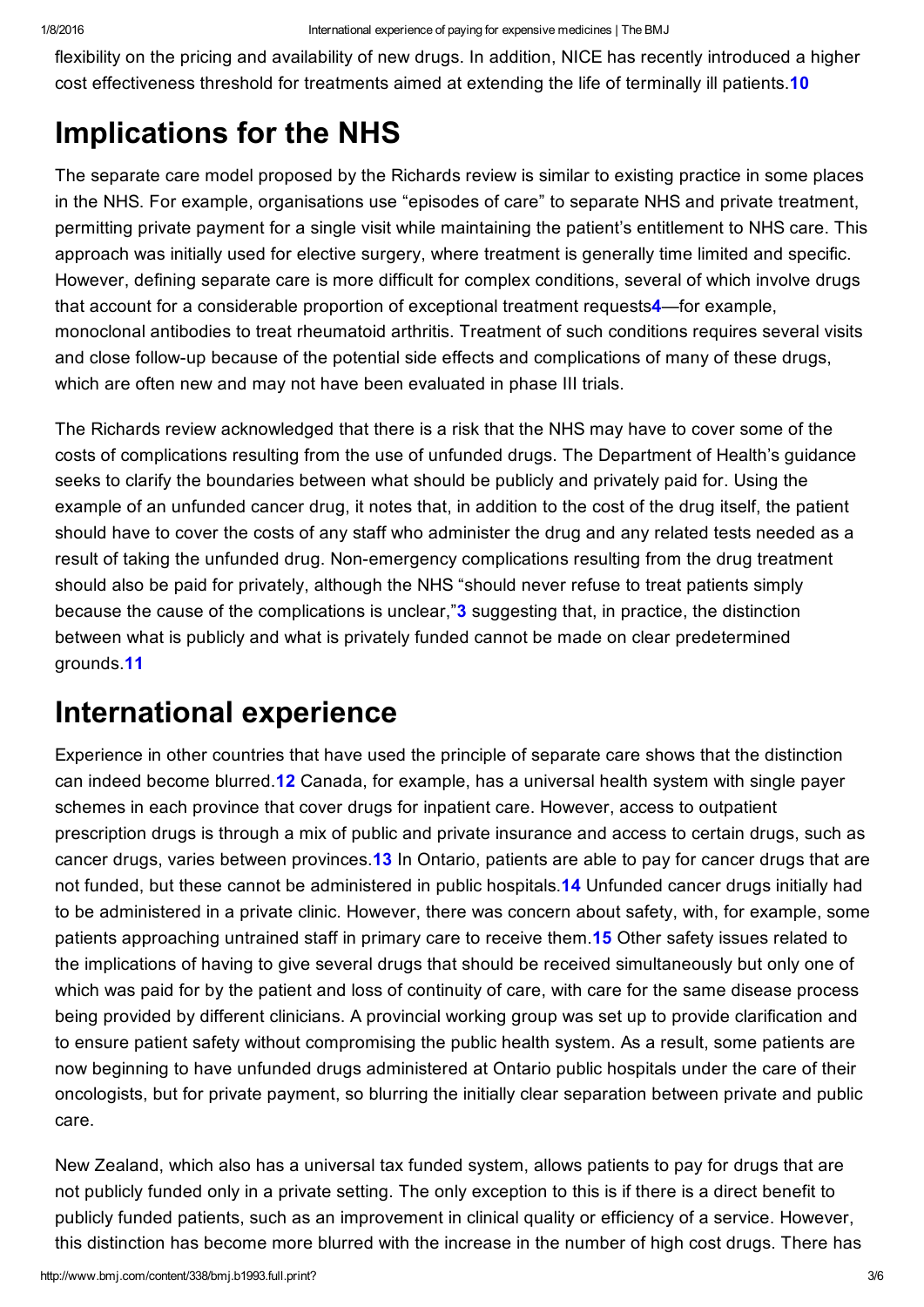flexibility on the pricing and availability of new drugs. In addition, NICE has recently introduced a higher cost effectiveness threshold for treatments aimed at extending the life of terminally ill patients.[10]

## Implications for the NHS

The separate care model proposed by the Richards review is similar to existing practice in some places in the NHS. For example, organisations use "episodes of care" to separate NHS and private treatment, permitting private payment for a single visit while maintaining the patient's entitlement to NHS care. This approach was initially used for elective surgery, where treatment is generally time limited and specific. However, defining separate care is more difficult for complex conditions, several of which involve drugs that account for a considerable proportion of exceptional treatment requests[4]—for example, monoclonal antibodies to treat rheumatoid arthritis. Treatment of such conditions requires several visits and close follow-up because of the potential side effects and complications of many of these drugs, which are often new and may not have been evaluated in phase III trials.

The Richards review acknowledged that there is a risk that the NHS may have to cover some of the costs of complications resulting from the use of unfunded drugs. The Department of Health's guidance seeks to clarify the boundaries between what should be publicly and privately paid for. Using the example of an unfunded cancer drug, it notes that, in addition to the cost of the drug itself, the patient should have to cover the costs of any staff who administer the drug and any related tests needed as a result of taking the unfunded drug. Non-emergency complications resulting from the drug treatment should also be paid for privately, although the NHS "should never refuse to treat patients simply because the cause of the complications is unclear,"[3] suggesting that, in practice, the distinction between what is publicly and what is privately funded cannot be made on clear predetermined grounds.[11]

## International experience

Experience in other countries that have used the principle of separate care shows that the distinction can indeed become blurred.[12] Canada, for example, has a universal health system with single payer schemes in each province that cover drugs for inpatient care. However, access to outpatient prescription drugs is through a mix of public and private insurance and access to certain drugs, such as cancer drugs, varies between provinces.[13] In Ontario, patients are able to pay for cancer drugs that are not funded, but these cannot be administered in public hospitals.[14] Unfunded cancer drugs initially had to be administered in a private clinic. However, there was concern about safety, with, for example, some patients approaching untrained staff in primary care to receive them.[15] Other safety issues related to the implications of having to give several drugs that should be received simultaneously but only one of which was paid for by the patient and loss of continuity of care, with care for the same disease process being provided by different clinicians. A provincial working group was set up to provide clarification and to ensure patient safety without compromising the public health system. As a result, some patients are now beginning to have unfunded drugs administered at Ontario public hospitals under the care of their oncologists, but for private payment, so blurring the initially clear separation between private and public care.

New Zealand, which also has a universal tax funded system, allows patients to pay for drugs that are not publicly funded only in a private setting. The only exception to this is if there is a direct benefit to publicly funded patients, such as an improvement in clinical quality or efficiency of a service. However, this distinction has become more blurred with the increase in the number of high cost drugs. There has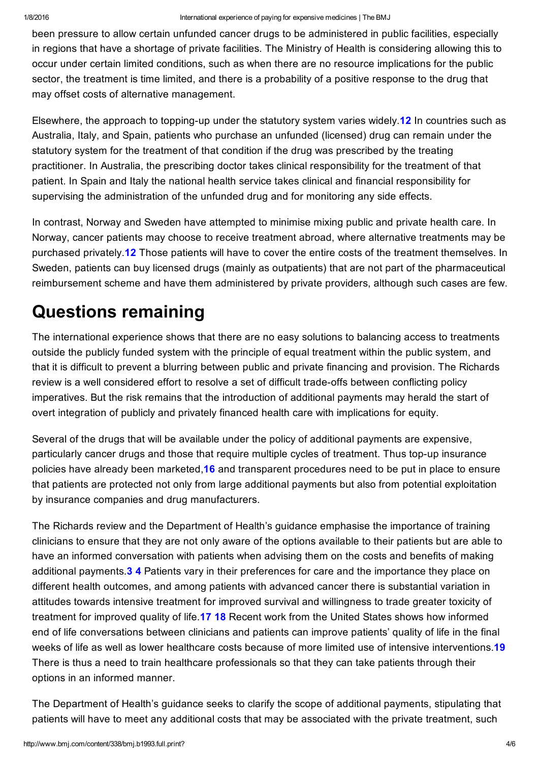been pressure to allow certain unfunded cancer drugs to be administered in public facilities, especially in regions that have a shortage of private facilities. The Ministry of Health is considering allowing this to occur under certain limited conditions, such as when there are no resource implications for the public sector, the treatment is time limited, and there is a probability of a positive response to the drug that may offset costs of alternative management.

Elsewhere, the approach to topping-up under the statutory system varies widely.[12] In countries such as Australia, Italy, and Spain, patients who purchase an unfunded (licensed) drug can remain under the statutory system for the treatment of that condition if the drug was prescribed by the treating practitioner. In Australia, the prescribing doctor takes clinical responsibility for the treatment of that patient. In Spain and Italy the national health service takes clinical and financial responsibility for supervising the administration of the unfunded drug and for monitoring any side effects.

In contrast, Norway and Sweden have attempted to minimise mixing public and private health care. In Norway, cancer patients may choose to receive treatment abroad, where alternative treatments may be purchased privately.[12] Those patients will have to cover the entire costs of the treatment themselves. In Sweden, patients can buy licensed drugs (mainly as outpatients) that are not part of the pharmaceutical reimbursement scheme and have them administered by private providers, although such cases are few.

# Questions remaining

The international experience shows that there are no easy solutions to balancing access to treatments outside the publicly funded system with the principle of equal treatment within the public system, and that it is difficult to prevent a blurring between public and private financing and provision. The Richards review is a well considered effort to resolve a set of difficult trade-offs between conflicting policy imperatives. But the risk remains that the introduction of additional payments may herald the start of overt integration of publicly and privately financed health care with implications for equity.

Several of the drugs that will be available under the policy of additional payments are expensive, particularly cancer drugs and those that require multiple cycles of treatment. Thus top-up insurance policies have already been marketed,[16] and transparent procedures need to be put in place to ensure that patients are protected not only from large additional payments but also from potential exploitation by insurance companies and drug manufacturers.

The Richards review and the Department of Health's guidance emphasise the importance of training clinicians to ensure that they are not only aware of the options available to their patients but are able to have an informed conversation with patients when advising them on the costs and benefits of making additional payments.[3,4] Patients vary in their preferences for care and the importance they place on different health outcomes, and among patients with advanced cancer there is substantial variation in attitudes towards intensive treatment for improved survival and willingness to trade greater toxicity of treatment for improved quality of life.[17,18] Recent work from the United States shows how informed end of life conversations between clinicians and patients can improve patients' quality of life in the final weeks of life as well as lower healthcare costs because of more limited use of intensive interventions.[19] There is thus a need to train healthcare professionals so that they can take patients through their options in an informed manner.

The Department of Health's guidance seeks to clarify the scope of additional payments, stipulating that patients will have to meet any additional costs that may be associated with the private treatment, such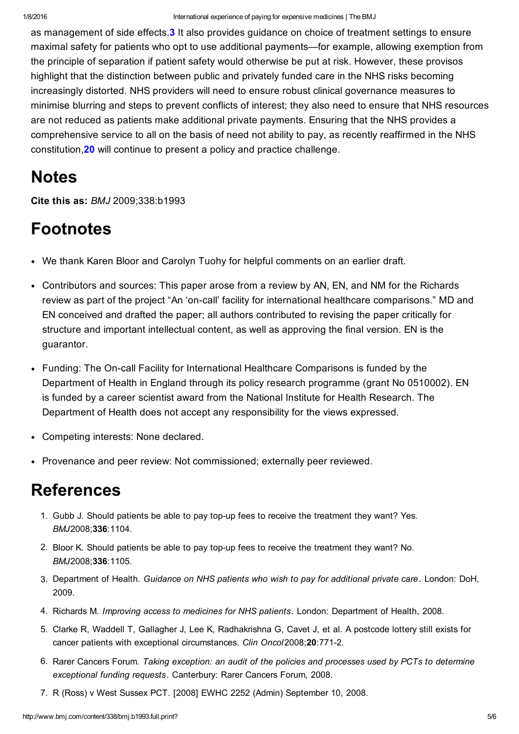as management of side effects.[3] It also provides guidance on choice of treatment settings to ensure maximal safety for patients who opt to use additional payments—for example, allowing exemption from the principle of separation if patient safety would otherwise be put at risk. However, these provisos highlight that the distinction between public and privately funded care in the NHS risks becoming increasingly distorted. NHS providers will need to ensure robust clinical governance measures to minimise blurring and steps to prevent conflicts of interest; they also need to ensure that NHS resources are not reduced as patients make additional private payments. Ensuring that the NHS provides a comprehensive service to all on the basis of need not ability to pay, as recently reaffirmed in the NHS constitution,[20] will continue to present a policy and practice challenge.

# Notes

**Cite this as:** *BMJ* 2009;338:b1993

# Footnotes

- We thank Karen Bloor and Carolyn Tuohy for helpful comments on an earlier draft.
- Contributors and sources: This paper arose from a review by AN, EN, and NM for the Richards review as part of the project "An 'on-call' facility for international healthcare comparisons." MD and EN conceived and drafted the paper; all authors contributed to revising the paper critically for structure and important intellectual content, as well as approving the final version. EN is the guarantor.
- Funding: The On-call Facility for International Healthcare Comparisons is funded by the Department of Health in England through its policy research programme (grant No 0510002). EN is funded by a career scientist award from the National Institute for Health Research. The Department of Health does not accept any responsibility for the views expressed.
- Competing interests: None declared.
- Provenance and peer review: Not commissioned; externally peer reviewed.

# References

1. Gubb J. Should patients be able to pay top-up fees to receive the treatment they want? Yes. *BMJ*2008;**336**:1104.
2. Bloor K. Should patients be able to pay top-up fees to receive the treatment they want? No. *BMJ*2008;**336**:1105.
3. Department of Health. *Guidance on NHS patients who wish to pay for additional private care*. London: DoH, 2009.
4. Richards M. *Improving access to medicines for NHS patients*. London: Department of Health, 2008.
5. Clarke R, Waddell T, Gallagher J, Lee K, Radhakrishna G, Cavet J, et al. A postcode lottery still exists for cancer patients with exceptional circumstances. *Clin Oncol*2008;**20**:771-2.
6. Rarer Cancers Forum. *Taking exception: an audit of the policies and processes used by PCTs to determine exceptional funding requests*. Canterbury: Rarer Cancers Forum, 2008.
7. R (Ross) v West Sussex PCT. [2008] EWHC 2252 (Admin) September 10, 2008.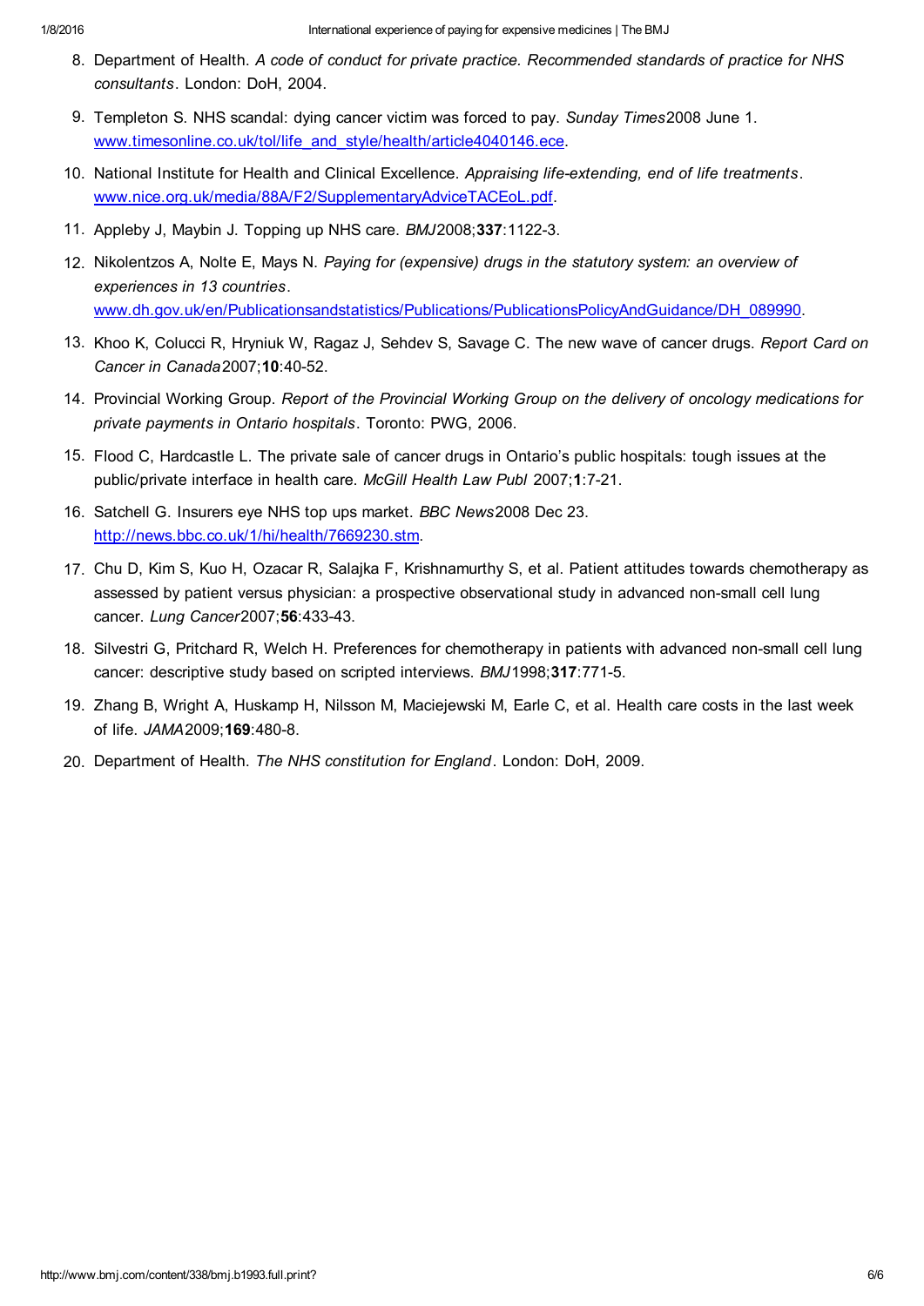8. Department of Health. *A code of conduct for private practice. Recommended standards of practice for NHS consultants*. London: DoH, 2004.
9. Templeton S. NHS scandal: dying cancer victim was forced to pay. *Sunday Times* 2008 June 1. www.timesonline.co.uk/tol/life_and_style/health/article4040146.ece.
10. National Institute for Health and Clinical Excellence. *Appraising life-extending, end of life treatments*. www.nice.org.uk/media/88A/F2/SupplementaryAdviceTACEoL.pdf.
11. Appleby J, Maybin J. Topping up NHS care. *BMJ* 2008;**337**:1122-3.
12. Nikolentzos A, Nolte E, Mays N. *Paying for (expensive) drugs in the statutory system: an overview of experiences in 13 countries*. www.dh.gov.uk/en/Publicationsandstatistics/Publications/PublicationsPolicyAndGuidance/DH_089990.
13. Khoo K, Colucci R, Hryniuk W, Ragaz J, Sehdev S, Savage C. The new wave of cancer drugs. *Report Card on Cancer in Canada* 2007;**10**:40-52.
14. Provincial Working Group. *Report of the Provincial Working Group on the delivery of oncology medications for private payments in Ontario hospitals*. Toronto: PWG, 2006.
15. Flood C, Hardcastle L. The private sale of cancer drugs in Ontario's public hospitals: tough issues at the public/private interface in health care. *McGill Health Law Publ* 2007;**1**:7-21.
16. Satchell G. Insurers eye NHS top ups market. *BBC News* 2008 Dec 23. http://news.bbc.co.uk/1/hi/health/7669230.stm.
17. Chu D, Kim S, Kuo H, Ozacar R, Salajka F, Krishnamurthy S, et al. Patient attitudes towards chemotherapy as assessed by patient versus physician: a prospective observational study in advanced non-small cell lung cancer. *Lung Cancer* 2007;**56**:433-43.
18. Silvestri G, Pritchard R, Welch H. Preferences for chemotherapy in patients with advanced non-small cell lung cancer: descriptive study based on scripted interviews. *BMJ* 1998;**317**:771-5.
19. Zhang B, Wright A, Huskamp H, Nilsson M, Maciejewski M, Earle C, et al. Health care costs in the last week of life. *JAMA* 2009;**169**:480-8.
20. Department of Health. *The NHS constitution for England*. London: DoH, 2009.